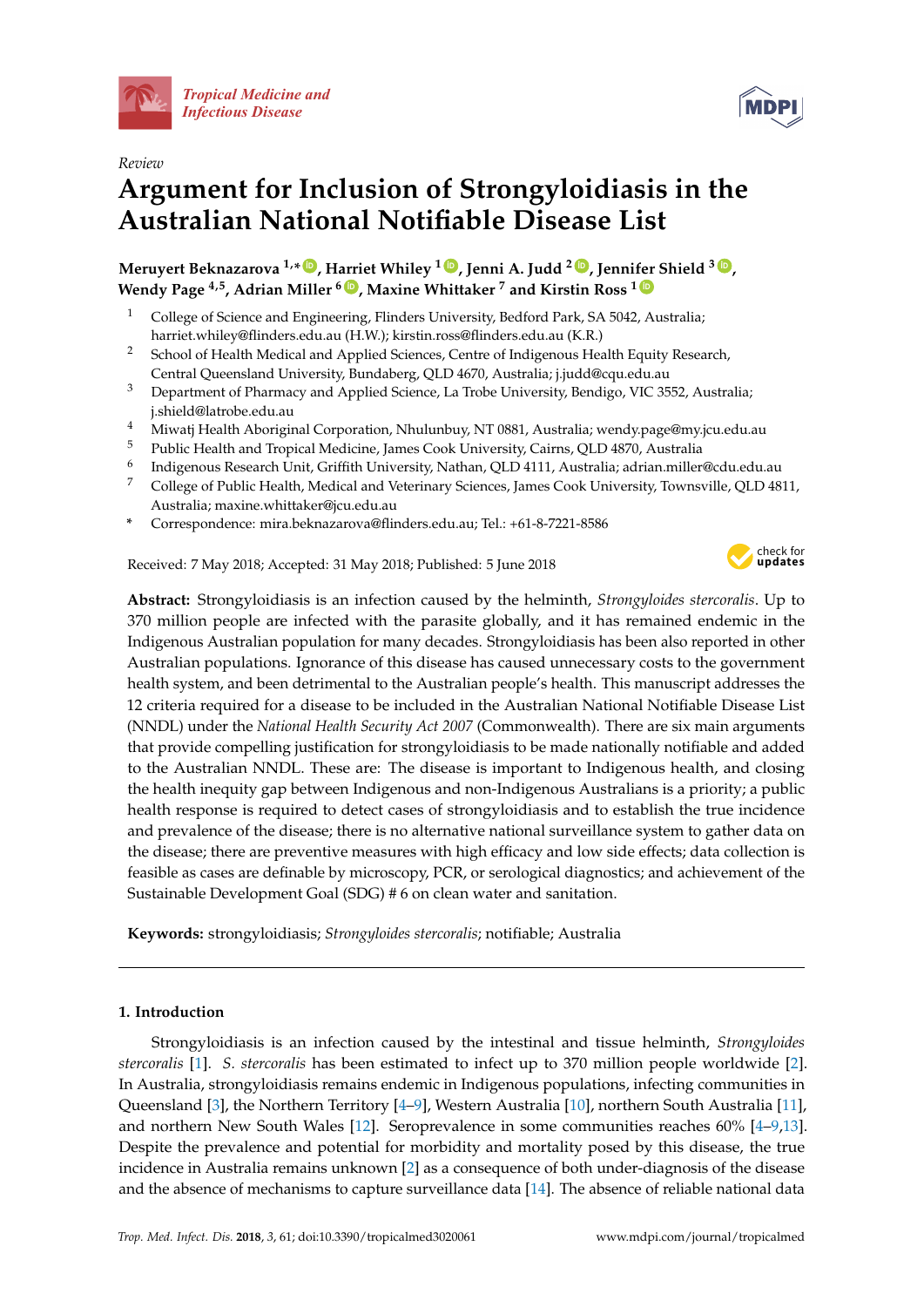*Review*

# Argument for Inclusion of Strongyloidiasis in the Australian National Notifiable Disease List

**Meruyert Beknazarova [1,*], Harriet Whiley [1], Jenni A. Judd [2], Jennifer Shield [3], Wendy Page [4,5], Adrian Miller [6], Maxine Whittaker [7] and Kirstin Ross [1]**

1. College of Science and Engineering, Flinders University, Bedford Park, SA 5042, Australia; harriet.whiley@flinders.edu.au (H.W.); kirstin.ross@flinders.edu.au (K.R.)
2. School of Health Medical and Applied Sciences, Centre of Indigenous Health Equity Research, Central Queensland University, Bundaberg, QLD 4670, Australia; j.judd@cqu.edu.au
3. Department of Pharmacy and Applied Science, La Trobe University, Bendigo, VIC 3552, Australia; j.shield@latrobe.edu.au
4. Miwatj Health Aboriginal Corporation, Nhulunbuy, NT 0881, Australia; wendy.page@my.jcu.edu.au
5. Public Health and Tropical Medicine, James Cook University, Cairns, QLD 4870, Australia
6. Indigenous Research Unit, Griffith University, Nathan, QLD 4111, Australia; adrian.miller@cdu.edu.au
7. College of Public Health, Medical and Veterinary Sciences, James Cook University, Townsville, QLD 4811, Australia; maxine.whittaker@jcu.edu.au

\* Correspondence: mira.beknazarova@flinders.edu.au; Tel.: +61-8-7221-8586

Received: 7 May 2018; Accepted: 31 May 2018; Published: 5 June 2018

**Abstract:** Strongyloidiasis is an infection caused by the helminth, *Strongyloides stercoralis*. Up to 370 million people are infected with the parasite globally, and it has remained endemic in the Indigenous Australian population for many decades. Strongyloidiasis has been also reported in other Australian populations. Ignorance of this disease has caused unnecessary costs to the government health system, and been detrimental to the Australian people's health. This manuscript addresses the 12 criteria required for a disease to be included in the Australian National Notifiable Disease List (NNDL) under the *National Health Security Act 2007* (Commonwealth). There are six main arguments that provide compelling justification for strongyloidiasis to be made nationally notifiable and added to the Australian NNDL. These are: The disease is important to Indigenous health, and closing the health inequity gap between Indigenous and non-Indigenous Australians is a priority; a public health response is required to detect cases of strongyloidiasis and to establish the true incidence and prevalence of the disease; there is no alternative national surveillance system to gather data on the disease; there are preventive measures with high efficacy and low side effects; data collection is feasible as cases are definable by microscopy, PCR, or serological diagnostics; and achievement of the Sustainable Development Goal (SDG) # 6 on clean water and sanitation.

**Keywords:** strongyloidiasis; *Strongyloides stercoralis*; notifiable; Australia

## 1. Introduction

Strongyloidiasis is an infection caused by the intestinal and tissue helminth, *Strongyloides stercoralis* [1]. *S. stercoralis* has been estimated to infect up to 370 million people worldwide [2]. In Australia, strongyloidiasis remains endemic in Indigenous populations, infecting communities in Queensland [3], the Northern Territory [4–9], Western Australia [10], northern South Australia [11], and northern New South Wales [12]. Seroprevalence in some communities reaches 60% [4–9,13]. Despite the prevalence and potential for morbidity and mortality posed by this disease, the true incidence in Australia remains unknown [2] as a consequence of both under-diagnosis of the disease and the absence of mechanisms to capture surveillance data [14]. The absence of reliable national data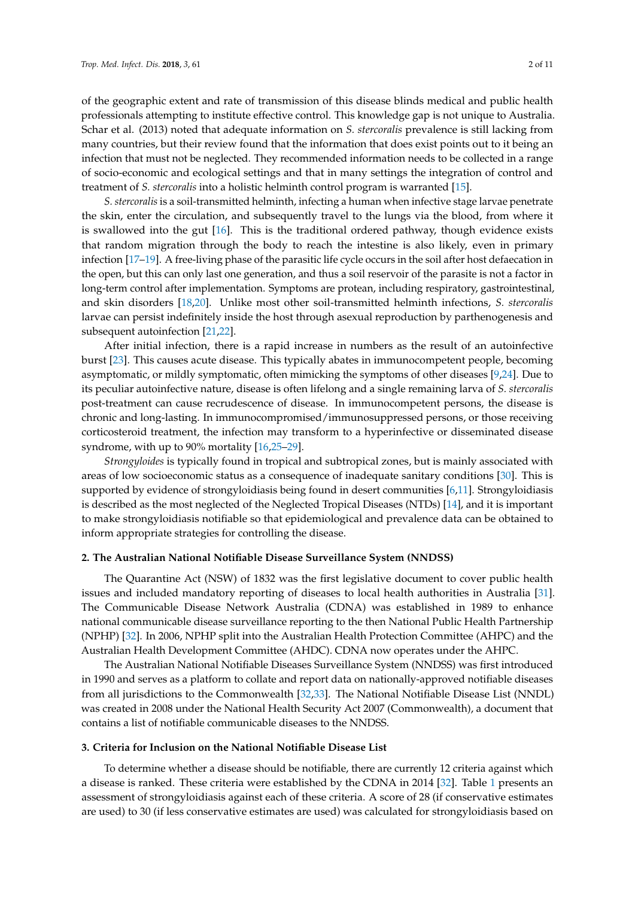of the geographic extent and rate of transmission of this disease blinds medical and public health professionals attempting to institute effective control. This knowledge gap is not unique to Australia. Schar et al. (2013) noted that adequate information on *S. stercoralis* prevalence is still lacking from many countries, but their review found that the information that does exist points out to it being an infection that must not be neglected. They recommended information needs to be collected in a range of socio-economic and ecological settings and that in many settings the integration of control and treatment of *S. stercoralis* into a holistic helminth control program is warranted [15].

*S. stercoralis* is a soil-transmitted helminth, infecting a human when infective stage larvae penetrate the skin, enter the circulation, and subsequently travel to the lungs via the blood, from where it is swallowed into the gut [16]. This is the traditional ordered pathway, though evidence exists that random migration through the body to reach the intestine is also likely, even in primary infection [17–19]. A free-living phase of the parasitic life cycle occurs in the soil after host defaecation in the open, but this can only last one generation, and thus a soil reservoir of the parasite is not a factor in long-term control after implementation. Symptoms are protean, including respiratory, gastrointestinal, and skin disorders [18,20]. Unlike most other soil-transmitted helminth infections, *S. stercoralis* larvae can persist indefinitely inside the host through asexual reproduction by parthenogenesis and subsequent autoinfection [21,22].

After initial infection, there is a rapid increase in numbers as the result of an autoinfective burst [23]. This causes acute disease. This typically abates in immunocompetent people, becoming asymptomatic, or mildly symptomatic, often mimicking the symptoms of other diseases [9,24]. Due to its peculiar autoinfective nature, disease is often lifelong and a single remaining larva of *S. stercoralis* post-treatment can cause recrudescence of disease. In immunocompetent persons, the disease is chronic and long-lasting. In immunocompromised/immunosuppressed persons, or those receiving corticosteroid treatment, the infection may transform to a hyperinfective or disseminated disease syndrome, with up to 90% mortality [16,25–29].

*Strongyloides* is typically found in tropical and subtropical zones, but is mainly associated with areas of low socioeconomic status as a consequence of inadequate sanitary conditions [30]. This is supported by evidence of strongyloidiasis being found in desert communities [6,11]. Strongyloidiasis is described as the most neglected of the Neglected Tropical Diseases (NTDs) [14], and it is important to make strongyloidiasis notifiable so that epidemiological and prevalence data can be obtained to inform appropriate strategies for controlling the disease.

## 2. The Australian National Notifiable Disease Surveillance System (NNDSS)

The Quarantine Act (NSW) of 1832 was the first legislative document to cover public health issues and included mandatory reporting of diseases to local health authorities in Australia [31]. The Communicable Disease Network Australia (CDNA) was established in 1989 to enhance national communicable disease surveillance reporting to the then National Public Health Partnership (NPHP) [32]. In 2006, NPHP split into the Australian Health Protection Committee (AHPC) and the Australian Health Development Committee (AHDC). CDNA now operates under the AHPC.

The Australian National Notifiable Diseases Surveillance System (NNDSS) was first introduced in 1990 and serves as a platform to collate and report data on nationally-approved notifiable diseases from all jurisdictions to the Commonwealth [32,33]. The National Notifiable Disease List (NNDL) was created in 2008 under the National Health Security Act 2007 (Commonwealth), a document that contains a list of notifiable communicable diseases to the NNDSS.

## 3. Criteria for Inclusion on the National Notifiable Disease List

To determine whether a disease should be notifiable, there are currently 12 criteria against which a disease is ranked. These criteria were established by the CDNA in 2014 [32]. Table 1 presents an assessment of strongyloidiasis against each of these criteria. A score of 28 (if conservative estimates are used) to 30 (if less conservative estimates are used) was calculated for strongyloidiasis based on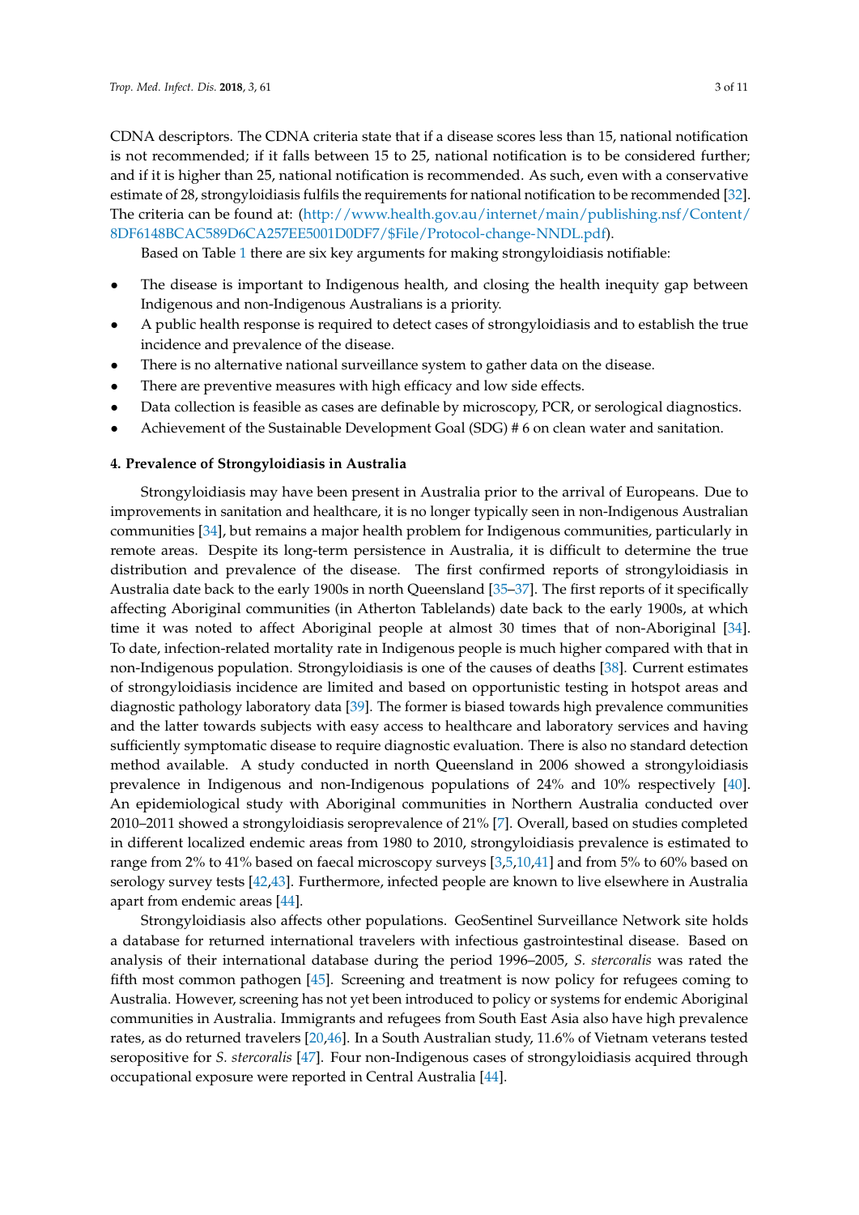CDNA descriptors. The CDNA criteria state that if a disease scores less than 15, national notification is not recommended; if it falls between 15 to 25, national notification is to be considered further; and if it is higher than 25, national notification is recommended. As such, even with a conservative estimate of 28, strongyloidiasis fulfils the requirements for national notification to be recommended [32]. The criteria can be found at: (http://www.health.gov.au/internet/main/publishing.nsf/Content/8DF6148BCAC589D6CA257EE5001D0DF7/$File/Protocol-change-NNDL.pdf).

Based on Table 1 there are six key arguments for making strongyloidiasis notifiable:

- The disease is important to Indigenous health, and closing the health inequity gap between Indigenous and non-Indigenous Australians is a priority.
- A public health response is required to detect cases of strongyloidiasis and to establish the true incidence and prevalence of the disease.
- There is no alternative national surveillance system to gather data on the disease.
- There are preventive measures with high efficacy and low side effects.
- Data collection is feasible as cases are definable by microscopy, PCR, or serological diagnostics.
- Achievement of the Sustainable Development Goal (SDG) # 6 on clean water and sanitation.

## 4. Prevalence of Strongyloidiasis in Australia

Strongyloidiasis may have been present in Australia prior to the arrival of Europeans. Due to improvements in sanitation and healthcare, it is no longer typically seen in non-Indigenous Australian communities [34], but remains a major health problem for Indigenous communities, particularly in remote areas. Despite its long-term persistence in Australia, it is difficult to determine the true distribution and prevalence of the disease. The first confirmed reports of strongyloidiasis in Australia date back to the early 1900s in north Queensland [35–37]. The first reports of it specifically affecting Aboriginal communities (in Atherton Tablelands) date back to the early 1900s, at which time it was noted to affect Aboriginal people at almost 30 times that of non-Aboriginal [34]. To date, infection-related mortality rate in Indigenous people is much higher compared with that in non-Indigenous population. Strongyloidiasis is one of the causes of deaths [38]. Current estimates of strongyloidiasis incidence are limited and based on opportunistic testing in hotspot areas and diagnostic pathology laboratory data [39]. The former is biased towards high prevalence communities and the latter towards subjects with easy access to healthcare and laboratory services and having sufficiently symptomatic disease to require diagnostic evaluation. There is also no standard detection method available. A study conducted in north Queensland in 2006 showed a strongyloidiasis prevalence in Indigenous and non-Indigenous populations of 24% and 10% respectively [40]. An epidemiological study with Aboriginal communities in Northern Australia conducted over 2010–2011 showed a strongyloidiasis seroprevalence of 21% [7]. Overall, based on studies completed in different localized endemic areas from 1980 to 2010, strongyloidiasis prevalence is estimated to range from 2% to 41% based on faecal microscopy surveys [3,5,10,41] and from 5% to 60% based on serology survey tests [42,43]. Furthermore, infected people are known to live elsewhere in Australia apart from endemic areas [44].

Strongyloidiasis also affects other populations. GeoSentinel Surveillance Network site holds a database for returned international travelers with infectious gastrointestinal disease. Based on analysis of their international database during the period 1996–2005, *S. stercoralis* was rated the fifth most common pathogen [45]. Screening and treatment is now policy for refugees coming to Australia. However, screening has not yet been introduced to policy or systems for endemic Aboriginal communities in Australia. Immigrants and refugees from South East Asia also have high prevalence rates, as do returned travelers [20,46]. In a South Australian study, 11.6% of Vietnam veterans tested seropositive for *S. stercoralis* [47]. Four non-Indigenous cases of strongyloidiasis acquired through occupational exposure were reported in Central Australia [44].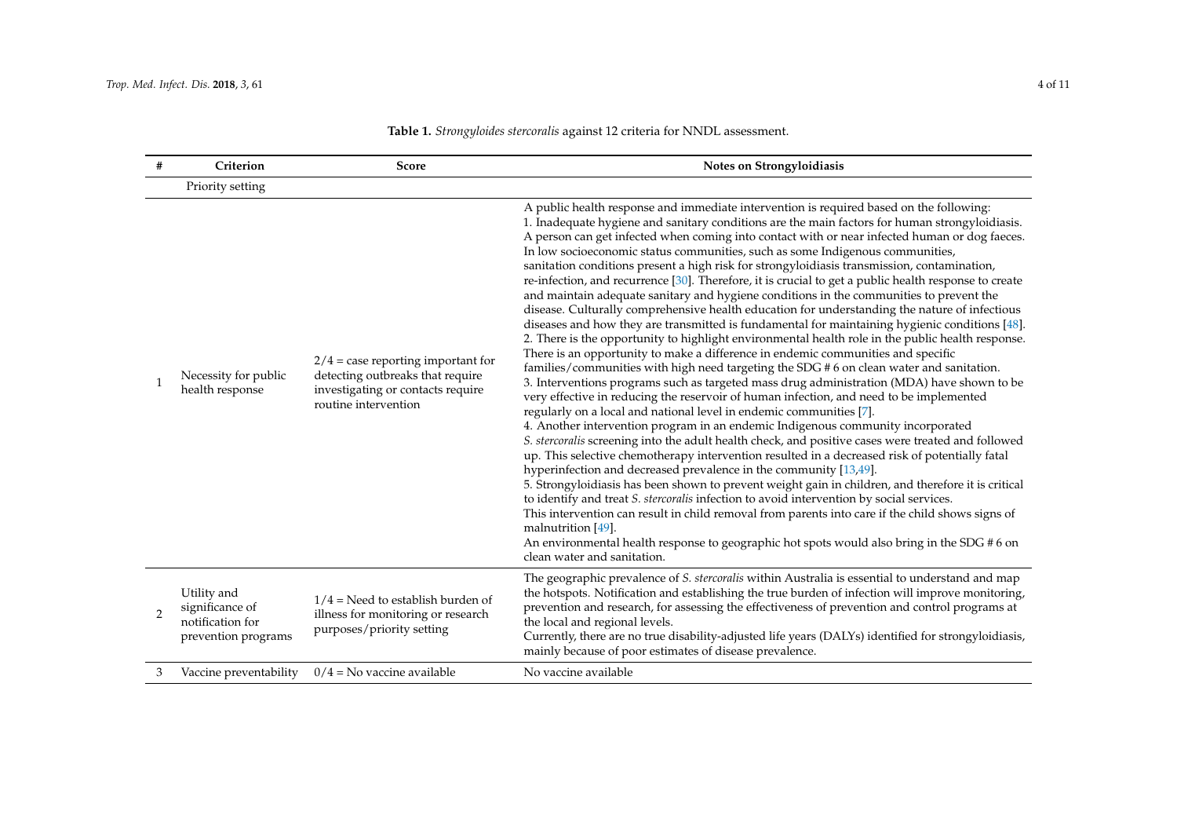**Table 1.** *Strongyloides stercoralis* against 12 criteria for NNDL assessment.

| # | Criterion | Score | Notes on Strongyloidiasis |
|---|---|---|---|
| | Priority setting | | |
| 1 | Necessity for public health response | 2/4 = case reporting important for detecting outbreaks that require investigating or contacts require routine intervention | A public health response and immediate intervention is required based on the following:<br>1. Inadequate hygiene and sanitary conditions are the main factors for human strongyloidiasis. A person can get infected when coming into contact with or near infected human or dog faeces. In low socioeconomic status communities, such as some Indigenous communities, sanitation conditions present a high risk for strongyloidiasis transmission, contamination, re-infection, and recurrence [30]. Therefore, it is crucial to get a public health response to create and maintain adequate sanitary and hygiene conditions in the communities to prevent the disease. Culturally comprehensive health education for understanding the nature of infectious diseases and how they are transmitted is fundamental for maintaining hygienic conditions [48].<br>2. There is the opportunity to highlight environmental health role in the public health response. There is an opportunity to make a difference in endemic communities and specific families/communities with high need targeting the SDG # 6 on clean water and sanitation.<br>3. Interventions programs such as targeted mass drug administration (MDA) have shown to be very effective in reducing the reservoir of human infection, and need to be implemented regularly on a local and national level in endemic communities [7].<br>4. Another intervention program in an endemic Indigenous community incorporated *S. stercoralis* screening into the adult health check, and positive cases were treated and followed up. This selective chemotherapy intervention resulted in a decreased risk of potentially fatal hyperinfection and decreased prevalence in the community [13,49].<br>5. Strongyloidiasis has been shown to prevent weight gain in children, and therefore it is critical to identify and treat *S. stercoralis* infection to avoid intervention by social services. This intervention can result in child removal from parents into care if the child shows signs of malnutrition [49].<br>An environmental health response to geographic hot spots would also bring in the SDG # 6 on clean water and sanitation. |
| 2 | Utility and significance of notification for prevention programs | 1/4 = Need to establish burden of illness for monitoring or research purposes/priority setting | The geographic prevalence of *S. stercoralis* within Australia is essential to understand and map the hotspots. Notification and establishing the true burden of infection will improve monitoring, prevention and research, for assessing the effectiveness of prevention and control programs at the local and regional levels.<br>Currently, there are no true disability-adjusted life years (DALYs) identified for strongyloidiasis, mainly because of poor estimates of disease prevalence. |
| 3 | Vaccine preventability | 0/4 = No vaccine available | No vaccine available |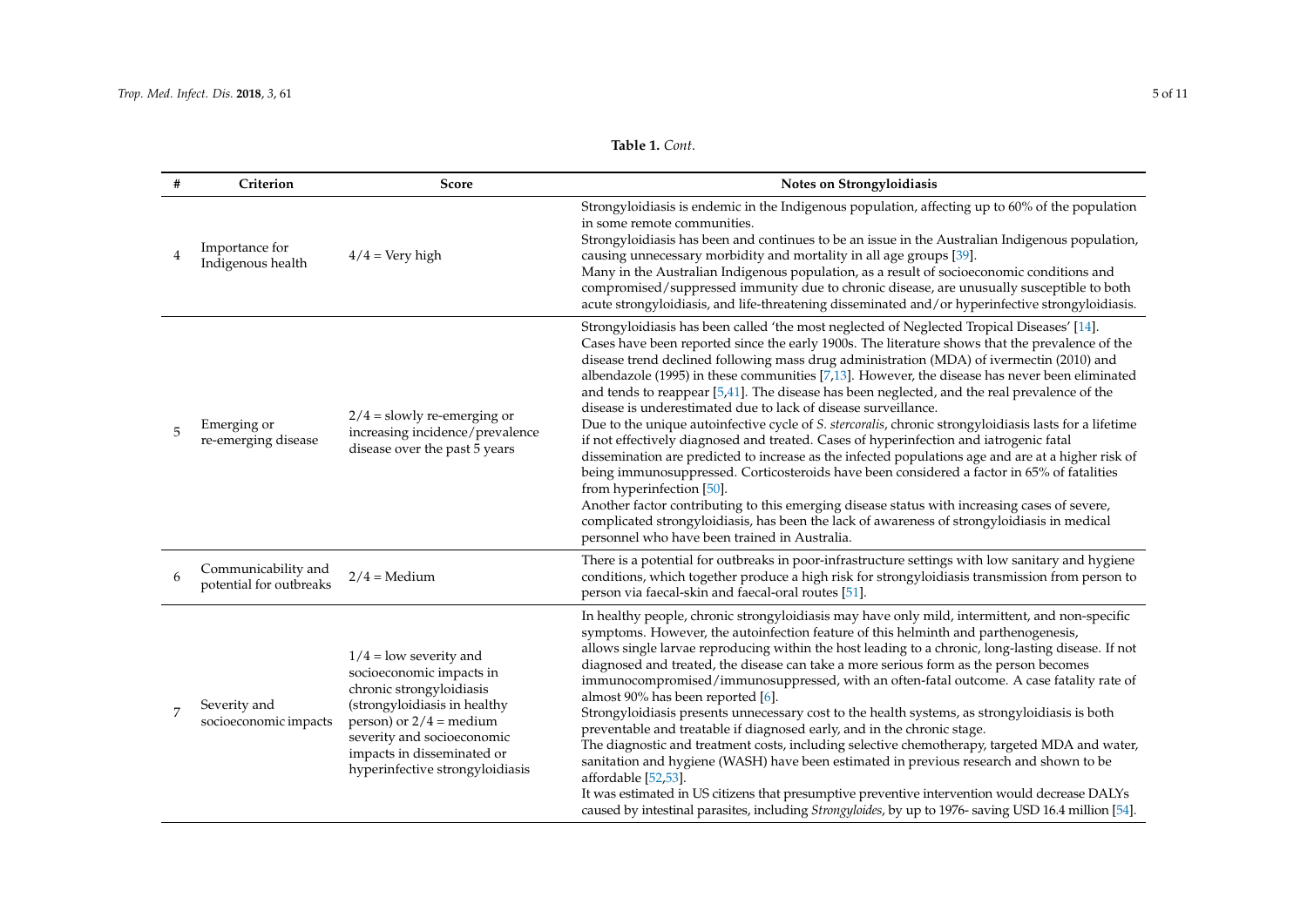**Table 1.** *Cont.*

| # | Criterion | Score | Notes on Strongyloidiasis |
|---|---|---|---|
| 4 | Importance for Indigenous health | 4/4 = Very high | Strongyloidiasis is endemic in the Indigenous population, affecting up to 60% of the population in some remote communities. Strongyloidiasis has been and continues to be an issue in the Australian Indigenous population, causing unnecessary morbidity and mortality in all age groups [39]. Many in the Australian Indigenous population, as a result of socioeconomic conditions and compromised/suppressed immunity due to chronic disease, are unusually susceptible to both acute strongyloidiasis, and life-threatening disseminated and/or hyperinfective strongyloidiasis. |
| 5 | Emerging or re-emerging disease | 2/4 = slowly re-emerging or increasing incidence/prevalence disease over the past 5 years | Strongyloidiasis has been called 'the most neglected of Neglected Tropical Diseases' [14]. Cases have been reported since the early 1900s. The literature shows that the prevalence of the disease trend declined following mass drug administration (MDA) of ivermectin (2010) and albendazole (1995) in these communities [7,13]. However, the disease has never been eliminated and tends to reappear [5,41]. The disease has been neglected, and the real prevalence of the disease is underestimated due to lack of disease surveillance. Due to the unique autoinfective cycle of *S. stercoralis*, chronic strongyloidiasis lasts for a lifetime if not effectively diagnosed and treated. Cases of hyperinfection and iatrogenic fatal dissemination are predicted to increase as the infected populations age and are at a higher risk of being immunosuppressed. Corticosteroids have been considered a factor in 65% of fatalities from hyperinfection [50]. Another factor contributing to this emerging disease status with increasing cases of severe, complicated strongyloidiasis, has been the lack of awareness of strongyloidiasis in medical personnel who have been trained in Australia. |
| 6 | Communicability and potential for outbreaks | 2/4 = Medium | There is a potential for outbreaks in poor-infrastructure settings with low sanitary and hygiene conditions, which together produce a high risk for strongyloidiasis transmission from person to person via faecal-skin and faecal-oral routes [51]. |
| 7 | Severity and socioeconomic impacts | 1/4 = low severity and socioeconomic impacts in chronic strongyloidiasis (strongyloidiasis in healthy person) or 2/4 = medium severity and socioeconomic impacts in disseminated or hyperinfective strongyloidiasis | In healthy people, chronic strongyloidiasis may have only mild, intermittent, and non-specific symptoms. However, the autoinfection feature of this helminth and parthenogenesis, allows single larvae reproducing within the host leading to a chronic, long-lasting disease. If not diagnosed and treated, the disease can take a more serious form as the person becomes immunocompromised/immunosuppressed, with an often-fatal outcome. A case fatality rate of almost 90% has been reported [6]. Strongyloidiasis presents unnecessary cost to the health systems, as strongyloidiasis is both preventable and treatable if diagnosed early, and in the chronic stage. The diagnostic and treatment costs, including selective chemotherapy, targeted MDA and water, sanitation and hygiene (WASH) have been estimated in previous research and shown to be affordable [52,53]. It was estimated in US citizens that presumptive preventive intervention would decrease DALYs caused by intestinal parasites, including *Strongyloides*, by up to 1976- saving USD 16.4 million [54]. |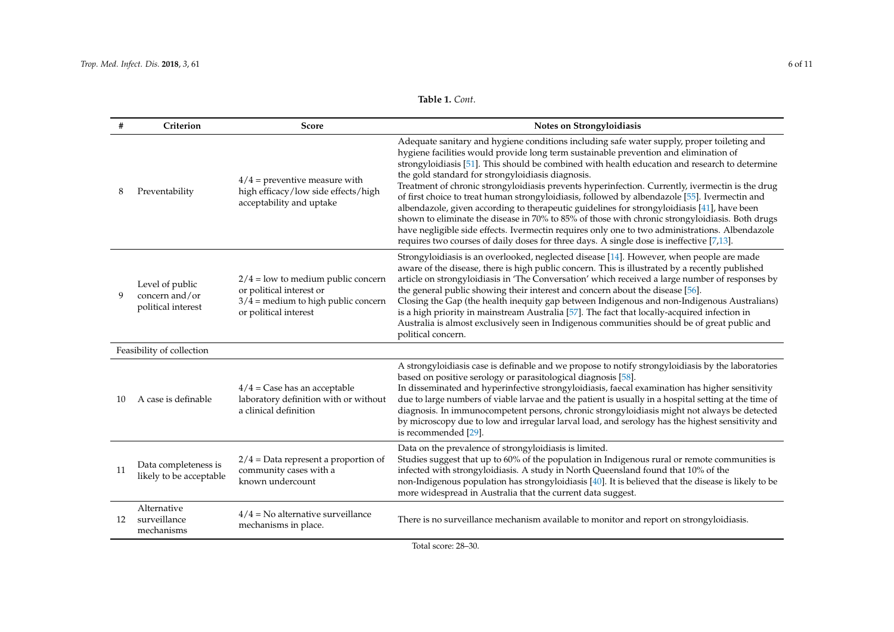**Table 1.** *Cont.*

| # | Criterion | Score | Notes on Strongyloidiasis |
|---|---|---|---|
| 8 | Preventability | 4/4 = preventive measure with high efficacy/low side effects/high acceptability and uptake | Adequate sanitary and hygiene conditions including safe water supply, proper toileting and hygiene facilities would provide long term sustainable prevention and elimination of strongyloidiasis [51]. This should be combined with health education and research to determine the gold standard for strongyloidiasis diagnosis.<br>Treatment of chronic strongyloidiasis prevents hyperinfection. Currently, ivermectin is the drug of first choice to treat human strongyloidiasis, followed by albendazole [55]. Ivermectin and albendazole, given according to therapeutic guidelines for strongyloidiasis [41], have been shown to eliminate the disease in 70% to 85% of those with chronic strongyloidiasis. Both drugs have negligible side effects. Ivermectin requires only one to two administrations. Albendazole requires two courses of daily doses for three days. A single dose is ineffective [7,13]. |
| 9 | Level of public concern and/or political interest | 2/4 = low to medium public concern or political interest or<br>3/4 = medium to high public concern or political interest | Strongyloidiasis is an overlooked, neglected disease [14]. However, when people are made aware of the disease, there is high public concern. This is illustrated by a recently published article on strongyloidiasis in 'The Conversation' which received a large number of responses by the general public showing their interest and concern about the disease [56].<br>Closing the Gap (the health inequity gap between Indigenous and non-Indigenous Australians) is a high priority in mainstream Australia [57]. The fact that locally-acquired infection in Australia is almost exclusively seen in Indigenous communities should be of great public and political concern. |
| Feasibility of collection | | | |
| 10 | A case is definable | 4/4 = Case has an acceptable laboratory definition with or without a clinical definition | A strongyloidiasis case is definable and we propose to notify strongyloidiasis by the laboratories based on positive serology or parasitological diagnosis [58].<br>In disseminated and hyperinfective strongyloidiasis, faecal examination has higher sensitivity due to large numbers of viable larvae and the patient is usually in a hospital setting at the time of diagnosis. In immunocompetent persons, chronic strongyloidiasis might not always be detected by microscopy due to low and irregular larval load, and serology has the highest sensitivity and is recommended [29]. |
| 11 | Data completeness is likely to be acceptable | 2/4 = Data represent a proportion of community cases with a known undercount | Data on the prevalence of strongyloidiasis is limited.<br>Studies suggest that up to 60% of the population in Indigenous rural or remote communities is infected with strongyloidiasis. A study in North Queensland found that 10% of the non-Indigenous population has strongyloidiasis [40]. It is believed that the disease is likely to be more widespread in Australia that the current data suggest. |
| 12 | Alternative surveillance mechanisms | 4/4 = No alternative surveillance mechanisms in place. | There is no surveillance mechanism available to monitor and report on strongyloidiasis. |

Total score: 28–30.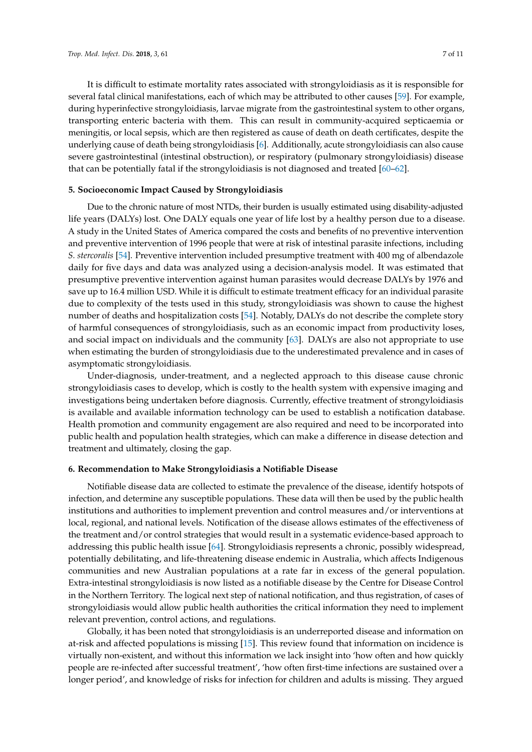It is difficult to estimate mortality rates associated with strongyloidiasis as it is responsible for several fatal clinical manifestations, each of which may be attributed to other causes [59]. For example, during hyperinfective strongyloidiasis, larvae migrate from the gastrointestinal system to other organs, transporting enteric bacteria with them. This can result in community-acquired septicaemia or meningitis, or local sepsis, which are then registered as cause of death on death certificates, despite the underlying cause of death being strongyloidiasis [6]. Additionally, acute strongyloidiasis can also cause severe gastrointestinal (intestinal obstruction), or respiratory (pulmonary strongyloidiasis) disease that can be potentially fatal if the strongyloidiasis is not diagnosed and treated [60–62].

## 5. Socioeconomic Impact Caused by Strongyloidiasis

Due to the chronic nature of most NTDs, their burden is usually estimated using disability-adjusted life years (DALYs) lost. One DALY equals one year of life lost by a healthy person due to a disease. A study in the United States of America compared the costs and benefits of no preventive intervention and preventive intervention of 1996 people that were at risk of intestinal parasite infections, including *S. stercoralis* [54]. Preventive intervention included presumptive treatment with 400 mg of albendazole daily for five days and data was analyzed using a decision-analysis model. It was estimated that presumptive preventive intervention against human parasites would decrease DALYs by 1976 and save up to 16.4 million USD. While it is difficult to estimate treatment efficacy for an individual parasite due to complexity of the tests used in this study, strongyloidiasis was shown to cause the highest number of deaths and hospitalization costs [54]. Notably, DALYs do not describe the complete story of harmful consequences of strongyloidiasis, such as an economic impact from productivity loses, and social impact on individuals and the community [63]. DALYs are also not appropriate to use when estimating the burden of strongyloidiasis due to the underestimated prevalence and in cases of asymptomatic strongyloidiasis.

Under-diagnosis, under-treatment, and a neglected approach to this disease cause chronic strongyloidiasis cases to develop, which is costly to the health system with expensive imaging and investigations being undertaken before diagnosis. Currently, effective treatment of strongyloidiasis is available and available information technology can be used to establish a notification database. Health promotion and community engagement are also required and need to be incorporated into public health and population health strategies, which can make a difference in disease detection and treatment and ultimately, closing the gap.

## 6. Recommendation to Make Strongyloidiasis a Notifiable Disease

Notifiable disease data are collected to estimate the prevalence of the disease, identify hotspots of infection, and determine any susceptible populations. These data will then be used by the public health institutions and authorities to implement prevention and control measures and/or interventions at local, regional, and national levels. Notification of the disease allows estimates of the effectiveness of the treatment and/or control strategies that would result in a systematic evidence-based approach to addressing this public health issue [64]. Strongyloidiasis represents a chronic, possibly widespread, potentially debilitating, and life-threatening disease endemic in Australia, which affects Indigenous communities and new Australian populations at a rate far in excess of the general population. Extra-intestinal strongyloidiasis is now listed as a notifiable disease by the Centre for Disease Control in the Northern Territory. The logical next step of national notification, and thus registration, of cases of strongyloidiasis would allow public health authorities the critical information they need to implement relevant prevention, control actions, and regulations.

Globally, it has been noted that strongyloidiasis is an underreported disease and information on at-risk and affected populations is missing [15]. This review found that information on incidence is virtually non-existent, and without this information we lack insight into 'how often and how quickly people are re-infected after successful treatment', 'how often first-time infections are sustained over a longer period', and knowledge of risks for infection for children and adults is missing. They argued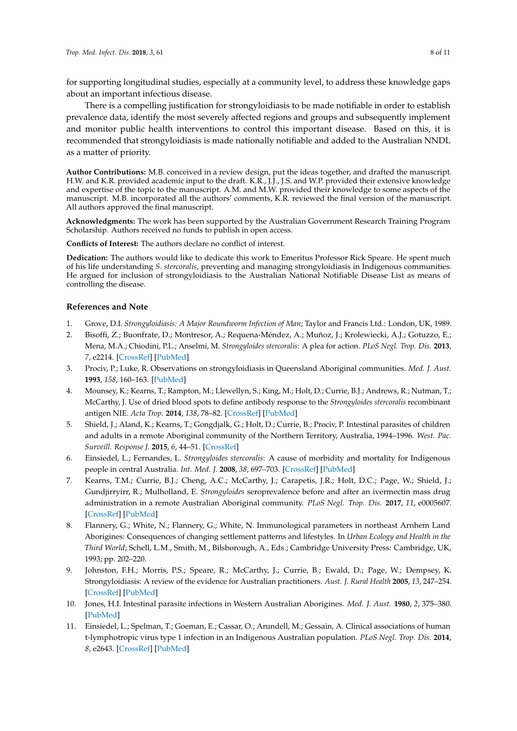for supporting longitudinal studies, especially at a community level, to address these knowledge gaps about an important infectious disease.

There is a compelling justification for strongyloidiasis to be made notifiable in order to establish prevalence data, identify the most severely affected regions and groups and subsequently implement and monitor public health interventions to control this important disease. Based on this, it is recommended that strongyloidiasis is made nationally notifiable and added to the Australian NNDL as a matter of priority.

**Author Contributions:** M.B. conceived in a review design, put the ideas together, and drafted the manuscript. H.W. and K.R. provided academic input to the draft. K.R., J.J., J.S. and W.P. provided their extensive knowledge and expertise of the topic to the manuscript. A.M. and M.W. provided their knowledge to some aspects of the manuscript. M.B. incorporated all the authors' comments, K.R. reviewed the final version of the manuscript. All authors approved the final manuscript.

**Acknowledgments:** The work has been supported by the Australian Government Research Training Program Scholarship. Authors received no funds to publish in open access.

**Conflicts of Interest:** The authors declare no conflict of interest.

**Dedication:** The authors would like to dedicate this work to Emeritus Professor Rick Speare. He spent much of his life understanding *S. stercoralis*, preventing and managing strongyloidiasis in Indigenous communities. He argued for inclusion of strongyloidiasis to the Australian National Notifiable Disease List as means of controlling the disease.

## References and Note

1. Grove, D.I. *Strongyloidiasis: A Major Roundworm Infection of Man*; Taylor and Francis Ltd.: London, UK, 1989.
2. Bisoffi, Z.; Buonfrate, D.; Montresor, A.; Requena-Méndez, A.; Muñoz, J.; Krolewiecki, A.J.; Gotuzzo, E.; Mena, M.A.; Chiodini, P.L.; Anselmi, M. *Strongyloides stercoralis*: A plea for action. *PLoS Negl. Trop. Dis.* **2013**, *7*, e2214. [CrossRef] [PubMed]
3. Prociv, P.; Luke, R. Observations on strongyloidiasis in Queensland Aboriginal communities. *Med. J. Aust.* **1993**, *158*, 160–163. [PubMed]
4. Mounsey, K.; Kearns, T.; Rampton, M.; Llewellyn, S.; King, M.; Holt, D.; Currie, B.J.; Andrews, R.; Nutman, T.; McCarthy, J. Use of dried blood spots to define antibody response to the *Strongyloides stercoralis* recombinant antigen NIE. *Acta Trop.* **2014**, *138*, 78–82. [CrossRef] [PubMed]
5. Shield, J.; Aland, K.; Kearns, T.; Gongdjalk, G.; Holt, D.; Currie, B.; Prociv, P. Intestinal parasites of children and adults in a remote Aboriginal community of the Northern Territory, Australia, 1994–1996. *West. Pac. Surveill. Response J.* **2015**, *6*, 44–51. [CrossRef]
6. Einsiedel, L.; Fernandes, L. *Strongyloides stercoralis*: A cause of morbidity and mortality for Indigenous people in central Australia. *Int. Med. J.* **2008**, *38*, 697–703. [CrossRef] [PubMed]
7. Kearns, T.M.; Currie, B.J.; Cheng, A.C.; McCarthy, J.; Carapetis, J.R.; Holt, D.C.; Page, W.; Shield, J.; Gundjirryirr, R.; Mulholland, E. *Strongyloides* seroprevalence before and after an ivermectin mass drug administration in a remote Australian Aboriginal community. *PLoS Negl. Trop. Dis.* **2017**, *11*, e0005607. [CrossRef] [PubMed]
8. Flannery, G.; White, N.; Flannery, G.; White, N. Immunological parameters in northeast Arnhem Land Aborigines: Consequences of changing settlement patterns and lifestyles. In *Urban Ecology and Health in the Third World*; Schell, L.M., Smith, M., Bilsborough, A., Eds.; Cambridge University Press: Cambridge, UK, 1993; pp. 202–220.
9. Johnston, F.H.; Morris, P.S.; Speare, R.; McCarthy, J.; Currie, B.; Ewald, D.; Page, W.; Dempsey, K. Strongyloidiasis: A review of the evidence for Australian practitioners. *Aust. J. Rural Health* **2005**, *13*, 247–254. [CrossRef] [PubMed]
10. Jones, H.I. Intestinal parasite infections in Western Australian Aborigines. *Med. J. Aust.* **1980**, *2*, 375–380. [PubMed]
11. Einsiedel, L.; Spelman, T.; Goeman, E.; Cassar, O.; Arundell, M.; Gessain, A. Clinical associations of human t-lymphotropic virus type 1 infection in an Indigenous Australian population. *PLoS Negl. Trop. Dis.* **2014**, *8*, e2643. [CrossRef] [PubMed]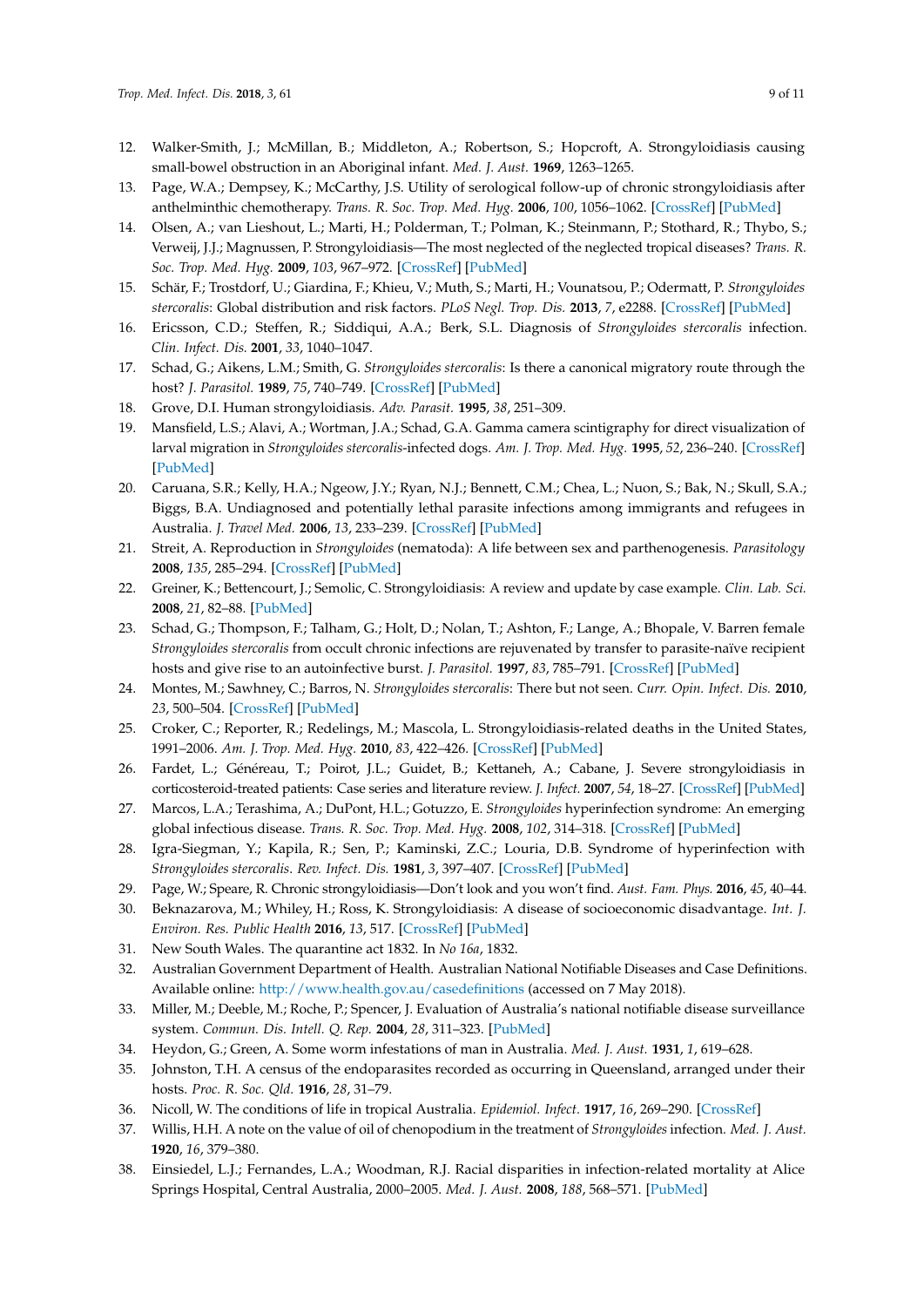12. Walker-Smith, J.; McMillan, B.; Middleton, A.; Robertson, S.; Hopcroft, A. Strongyloidiasis causing small-bowel obstruction in an Aboriginal infant. *Med. J. Aust.* **1969**, 1263–1265.
13. Page, W.A.; Dempsey, K.; McCarthy, J.S. Utility of serological follow-up of chronic strongyloidiasis after anthelminthic chemotherapy. *Trans. R. Soc. Trop. Med. Hyg.* **2006**, *100*, 1056–1062. [CrossRef] [PubMed]
14. Olsen, A.; van Lieshout, L.; Marti, H.; Polderman, T.; Polman, K.; Steinmann, P.; Stothard, R.; Thybo, S.; Verweij, J.J.; Magnussen, P. Strongyloidiasis—The most neglected of the neglected tropical diseases? *Trans. R. Soc. Trop. Med. Hyg.* **2009**, *103*, 967–972. [CrossRef] [PubMed]
15. Schär, F.; Trostdorf, U.; Giardina, F.; Khieu, V.; Muth, S.; Marti, H.; Vounatsou, P.; Odermatt, P. *Strongyloides stercoralis*: Global distribution and risk factors. *PLoS Negl. Trop. Dis.* **2013**, *7*, e2288. [CrossRef] [PubMed]
16. Ericsson, C.D.; Steffen, R.; Siddiqui, A.A.; Berk, S.L. Diagnosis of *Strongyloides stercoralis* infection. *Clin. Infect. Dis.* **2001**, *33*, 1040–1047.
17. Schad, G.; Aikens, L.M.; Smith, G. *Strongyloides stercoralis*: Is there a canonical migratory route through the host? *J. Parasitol.* **1989**, *75*, 740–749. [CrossRef] [PubMed]
18. Grove, D.I. Human strongyloidiasis. *Adv. Parasit.* **1995**, *38*, 251–309.
19. Mansfield, L.S.; Alavi, A.; Wortman, J.A.; Schad, G.A. Gamma camera scintigraphy for direct visualization of larval migration in *Strongyloides stercoralis*-infected dogs. *Am. J. Trop. Med. Hyg.* **1995**, *52*, 236–240. [CrossRef] [PubMed]
20. Caruana, S.R.; Kelly, H.A.; Ngeow, J.Y.; Ryan, N.J.; Bennett, C.M.; Chea, L.; Nuon, S.; Bak, N.; Skull, S.A.; Biggs, B.A. Undiagnosed and potentially lethal parasite infections among immigrants and refugees in Australia. *J. Travel Med.* **2006**, *13*, 233–239. [CrossRef] [PubMed]
21. Streit, A. Reproduction in *Strongyloides* (nematoda): A life between sex and parthenogenesis. *Parasitology* **2008**, *135*, 285–294. [CrossRef] [PubMed]
22. Greiner, K.; Bettencourt, J.; Semolic, C. Strongyloidiasis: A review and update by case example. *Clin. Lab. Sci.* **2008**, *21*, 82–88. [PubMed]
23. Schad, G.; Thompson, F.; Talham, G.; Holt, D.; Nolan, T.; Ashton, F.; Lange, A.; Bhopale, V. Barren female *Strongyloides stercoralis* from occult chronic infections are rejuvenated by transfer to parasite-naïve recipient hosts and give rise to an autoinfective burst. *J. Parasitol.* **1997**, *83*, 785–791. [CrossRef] [PubMed]
24. Montes, M.; Sawhney, C.; Barros, N. *Strongyloides stercoralis*: There but not seen. *Curr. Opin. Infect. Dis.* **2010**, *23*, 500–504. [CrossRef] [PubMed]
25. Croker, C.; Reporter, R.; Redelings, M.; Mascola, L. Strongyloidiasis-related deaths in the United States, 1991–2006. *Am. J. Trop. Med. Hyg.* **2010**, *83*, 422–426. [CrossRef] [PubMed]
26. Fardet, L.; Généreau, T.; Poirot, J.L.; Guidet, B.; Kettaneh, A.; Cabane, J. Severe strongyloidiasis in corticosteroid-treated patients: Case series and literature review. *J. Infect.* **2007**, *54*, 18–27. [CrossRef] [PubMed]
27. Marcos, L.A.; Terashima, A.; DuPont, H.L.; Gotuzzo, E. *Strongyloides* hyperinfection syndrome: An emerging global infectious disease. *Trans. R. Soc. Trop. Med. Hyg.* **2008**, *102*, 314–318. [CrossRef] [PubMed]
28. Igra-Siegman, Y.; Kapila, R.; Sen, P.; Kaminski, Z.C.; Louria, D.B. Syndrome of hyperinfection with *Strongyloides stercoralis*. *Rev. Infect. Dis.* **1981**, *3*, 397–407. [CrossRef] [PubMed]
29. Page, W.; Speare, R. Chronic strongyloidiasis—Don't look and you won't find. *Aust. Fam. Phys.* **2016**, *45*, 40–44.
30. Beknazarova, M.; Whiley, H.; Ross, K. Strongyloidiasis: A disease of socioeconomic disadvantage. *Int. J. Environ. Res. Public Health* **2016**, *13*, 517. [CrossRef] [PubMed]
31. New South Wales. The quarantine act 1832. In *No 16a*, 1832.
32. Australian Government Department of Health. Australian National Notifiable Diseases and Case Definitions. Available online: http://www.health.gov.au/casedefinitions (accessed on 7 May 2018).
33. Miller, M.; Deeble, M.; Roche, P.; Spencer, J. Evaluation of Australia's national notifiable disease surveillance system. *Commun. Dis. Intell. Q. Rep.* **2004**, *28*, 311–323. [PubMed]
34. Heydon, G.; Green, A. Some worm infestations of man in Australia. *Med. J. Aust.* **1931**, *1*, 619–628.
35. Johnston, T.H. A census of the endoparasites recorded as occurring in Queensland, arranged under their hosts. *Proc. R. Soc. Qld.* **1916**, *28*, 31–79.
36. Nicoll, W. The conditions of life in tropical Australia. *Epidemiol. Infect.* **1917**, *16*, 269–290. [CrossRef]
37. Willis, H.H. A note on the value of oil of chenopodium in the treatment of *Strongyloides* infection. *Med. J. Aust.* **1920**, *16*, 379–380.
38. Einsiedel, L.J.; Fernandes, L.A.; Woodman, R.J. Racial disparities in infection-related mortality at Alice Springs Hospital, Central Australia, 2000–2005. *Med. J. Aust.* **2008**, *188*, 568–571. [PubMed]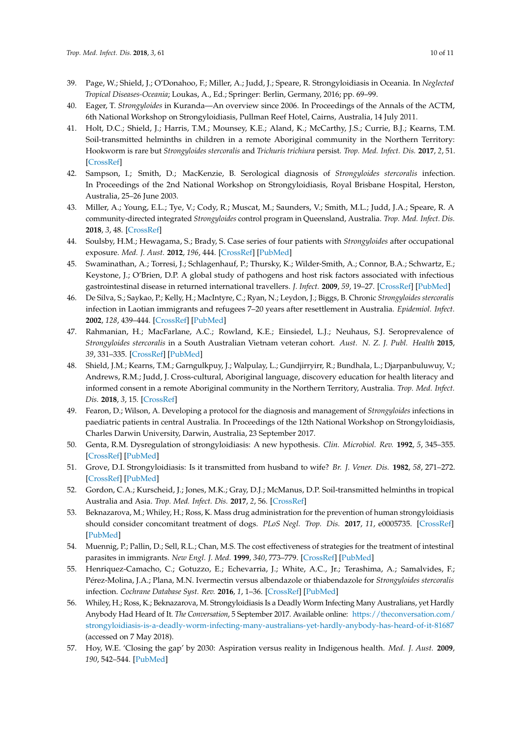39. Page, W.; Shield, J.; O'Donahoo, F.; Miller, A.; Judd, J.; Speare, R. Strongyloidiasis in Oceania. In *Neglected Tropical Diseases-Oceania*; Loukas, A., Ed.; Springer: Berlin, Germany, 2016; pp. 69–99.
40. Eager, T. *Strongyloides* in Kuranda—An overview since 2006. In Proceedings of the Annals of the ACTM, 6th National Workshop on Strongyloidiasis, Pullman Reef Hotel, Cairns, Australia, 14 July 2011.
41. Holt, D.C.; Shield, J.; Harris, T.M.; Mounsey, K.E.; Aland, K.; McCarthy, J.S.; Currie, B.J.; Kearns, T.M. Soil-transmitted helminths in children in a remote Aboriginal community in the Northern Territory: Hookworm is rare but *Strongyloides stercoralis* and *Trichuris trichiura* persist. *Trop. Med. Infect. Dis.* **2017**, *2*, 51. [CrossRef]
42. Sampson, I.; Smith, D.; MacKenzie, B. Serological diagnosis of *Strongyloides stercoralis* infection. In Proceedings of the 2nd National Workshop on Strongyloidiasis, Royal Brisbane Hospital, Herston, Australia, 25–26 June 2003.
43. Miller, A.; Young, E.L.; Tye, V.; Cody, R.; Muscat, M.; Saunders, V.; Smith, M.L.; Judd, J.A.; Speare, R. A community-directed integrated *Strongyloides* control program in Queensland, Australia. *Trop. Med. Infect. Dis.* **2018**, *3*, 48. [CrossRef]
44. Soulsby, H.M.; Hewagama, S.; Brady, S. Case series of four patients with *Strongyloides* after occupational exposure. *Med. J. Aust.* **2012**, *196*, 444. [CrossRef] [PubMed]
45. Swaminathan, A.; Torresi, J.; Schlagenhauf, P.; Thursky, K.; Wilder-Smith, A.; Connor, B.A.; Schwartz, E.; Keystone, J.; O'Brien, D.P. A global study of pathogens and host risk factors associated with infectious gastrointestinal disease in returned international travellers. *J. Infect.* **2009**, *59*, 19–27. [CrossRef] [PubMed]
46. De Silva, S.; Saykao, P.; Kelly, H.; MacIntyre, C.; Ryan, N.; Leydon, J.; Biggs, B. Chronic *Strongyloides stercoralis* infection in Laotian immigrants and refugees 7–20 years after resettlement in Australia. *Epidemiol. Infect.* **2002**, *128*, 439–444. [CrossRef] [PubMed]
47. Rahmanian, H.; MacFarlane, A.C.; Rowland, K.E.; Einsiedel, L.J.; Neuhaus, S.J. Seroprevalence of *Strongyloides stercoralis* in a South Australian Vietnam veteran cohort. *Aust. N. Z. J. Publ. Health* **2015**, *39*, 331–335. [CrossRef] [PubMed]
48. Shield, J.M.; Kearns, T.M.; Garngulkpuy, J.; Walpulay, L.; Gundjirryirr, R.; Bundhala, L.; Djarpanbuluwuy, V.; Andrews, R.M.; Judd, J. Cross-cultural, Aboriginal language, discovery education for health literacy and informed consent in a remote Aboriginal community in the Northern Territory, Australia. *Trop. Med. Infect. Dis.* **2018**, *3*, 15. [CrossRef]
49. Fearon, D.; Wilson, A. Developing a protocol for the diagnosis and management of *Strongyloides* infections in paediatric patients in central Australia. In Proceedings of the 12th National Workshop on Strongyloidiasis, Charles Darwin University, Darwin, Australia, 23 September 2017.
50. Genta, R.M. Dysregulation of strongyloidiasis: A new hypothesis. *Clin. Microbiol. Rev.* **1992**, *5*, 345–355. [CrossRef] [PubMed]
51. Grove, D.I. Strongyloidiasis: Is it transmitted from husband to wife? *Br. J. Vener. Dis.* **1982**, *58*, 271–272. [CrossRef] [PubMed]
52. Gordon, C.A.; Kurscheid, J.; Jones, M.K.; Gray, D.J.; McManus, D.P. Soil-transmitted helminths in tropical Australia and Asia. *Trop. Med. Infect. Dis.* **2017**, *2*, 56. [CrossRef]
53. Beknazarova, M.; Whiley, H.; Ross, K. Mass drug administration for the prevention of human strongyloidiasis should consider concomitant treatment of dogs. *PLoS Negl. Trop. Dis.* **2017**, *11*, e0005735. [CrossRef] [PubMed]
54. Muennig, P.; Pallin, D.; Sell, R.L.; Chan, M.S. The cost effectiveness of strategies for the treatment of intestinal parasites in immigrants. *New Engl. J. Med.* **1999**, *340*, 773–779. [CrossRef] [PubMed]
55. Henriquez-Camacho, C.; Gotuzzo, E.; Echevarria, J.; White, A.C., Jr.; Terashima, A.; Samalvides, F.; Pérez-Molina, J.A.; Plana, M.N. Ivermectin versus albendazole or thiabendazole for *Strongyloides stercoralis* infection. *Cochrane Database Syst. Rev.* **2016**, *1*, 1–36. [CrossRef] [PubMed]
56. Whiley, H.; Ross, K.; Beknazarova, M. Strongyloidiasis Is a Deadly Worm Infecting Many Australians, yet Hardly Anybody Had Heard of It. *The Conversation*, 5 September 2017. Available online: https://theconversation.com/strongyloidiasis-is-a-deadly-worm-infecting-many-australians-yet-hardly-anybody-has-heard-of-it-81687 (accessed on 7 May 2018).
57. Hoy, W.E. 'Closing the gap' by 2030: Aspiration versus reality in Indigenous health. *Med. J. Aust.* **2009**, *190*, 542–544. [PubMed]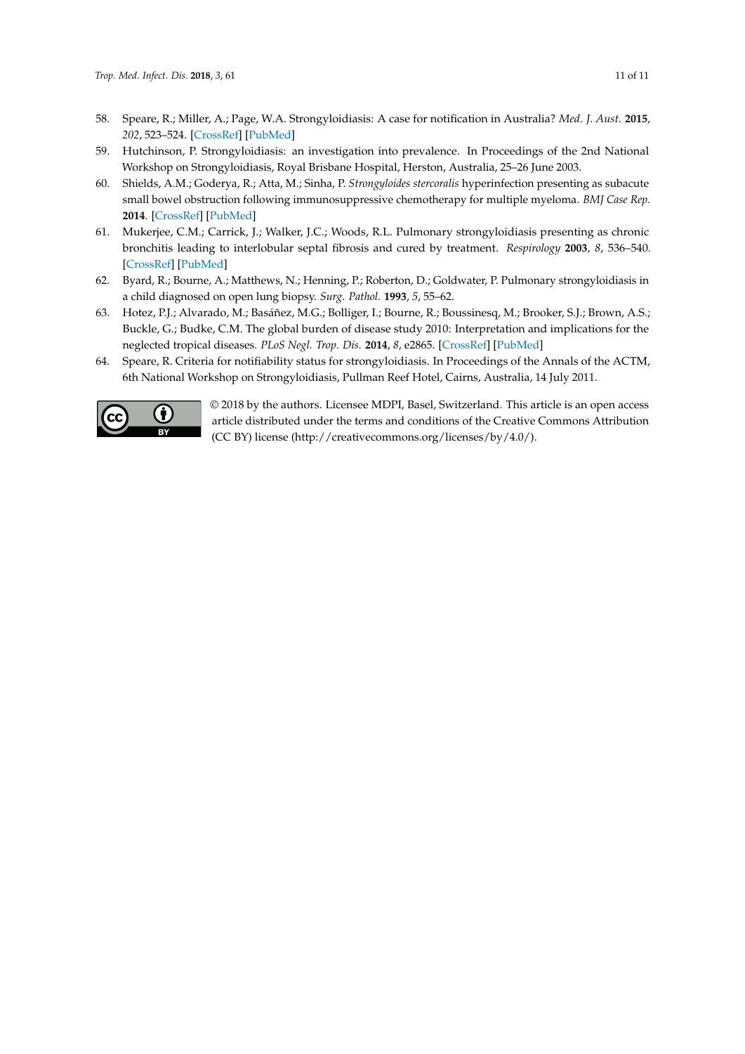58. Speare, R.; Miller, A.; Page, W.A. Strongyloidiasis: A case for notification in Australia? *Med. J. Aust.* **2015**, *202*, 523–524. [CrossRef] [PubMed]
59. Hutchinson, P. Strongyloidiasis: an investigation into prevalence. In Proceedings of the 2nd National Workshop on Strongyloidiasis, Royal Brisbane Hospital, Herston, Australia, 25–26 June 2003.
60. Shields, A.M.; Goderya, R.; Atta, M.; Sinha, P. *Strongyloides stercoralis* hyperinfection presenting as subacute small bowel obstruction following immunosuppressive chemotherapy for multiple myeloma. *BMJ Case Rep.* **2014**. [CrossRef] [PubMed]
61. Mukerjee, C.M.; Carrick, J.; Walker, J.C.; Woods, R.L. Pulmonary strongyloidiasis presenting as chronic bronchitis leading to interlobular septal fibrosis and cured by treatment. *Respirology* **2003**, *8*, 536–540. [CrossRef] [PubMed]
62. Byard, R.; Bourne, A.; Matthews, N.; Henning, P.; Roberton, D.; Goldwater, P. Pulmonary strongyloidiasis in a child diagnosed on open lung biopsy. *Surg. Pathol.* **1993**, *5*, 55–62.
63. Hotez, P.J.; Alvarado, M.; Basáñez, M.G.; Bolliger, I.; Bourne, R.; Boussinesq, M.; Brooker, S.J.; Brown, A.S.; Buckle, G.; Budke, C.M. The global burden of disease study 2010: Interpretation and implications for the neglected tropical diseases. *PLoS Negl. Trop. Dis.* **2014**, *8*, e2865. [CrossRef] [PubMed]
64. Speare, R. Criteria for notifiability status for strongyloidiasis. In Proceedings of the Annals of the ACTM, 6th National Workshop on Strongyloidiasis, Pullman Reef Hotel, Cairns, Australia, 14 July 2011.

© 2018 by the authors. Licensee MDPI, Basel, Switzerland. This article is an open access article distributed under the terms and conditions of the Creative Commons Attribution (CC BY) license (http://creativecommons.org/licenses/by/4.0/).